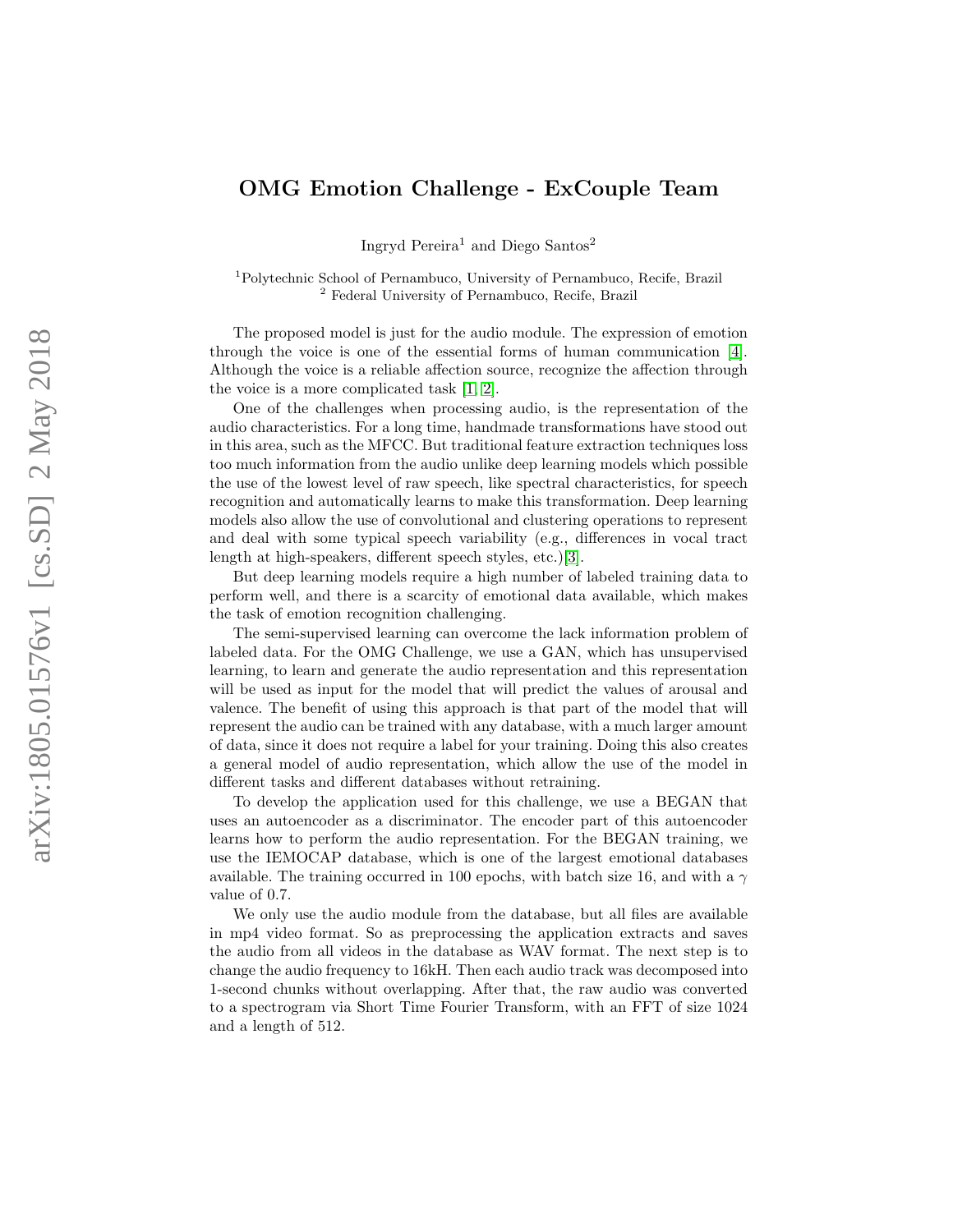# OMG Emotion Challenge - ExCouple Team

Ingryd Pereira[1] and Diego Santos[2]

[1]Polytechnic School of Pernambuco, University of Pernambuco, Recife, Brazil
[2] Federal University of Pernambuco, Recife, Brazil

The proposed model is just for the audio module. The expression of emotion through the voice is one of the essential forms of human communication [4]. Although the voice is a reliable affection source, recognize the affection through the voice is a more complicated task [1, 2].

One of the challenges when processing audio, is the representation of the audio characteristics. For a long time, handmade transformations have stood out in this area, such as the MFCC. But traditional feature extraction techniques loss too much information from the audio unlike deep learning models which possible the use of the lowest level of raw speech, like spectral characteristics, for speech recognition and automatically learns to make this transformation. Deep learning models also allow the use of convolutional and clustering operations to represent and deal with some typical speech variability (e.g., differences in vocal tract length at high-speakers, different speech styles, etc.)[3].

But deep learning models require a high number of labeled training data to perform well, and there is a scarcity of emotional data available, which makes the task of emotion recognition challenging.

The semi-supervised learning can overcome the lack information problem of labeled data. For the OMG Challenge, we use a GAN, which has unsupervised learning, to learn and generate the audio representation and this representation will be used as input for the model that will predict the values of arousal and valence. The benefit of using this approach is that part of the model that will represent the audio can be trained with any database, with a much larger amount of data, since it does not require a label for your training. Doing this also creates a general model of audio representation, which allow the use of the model in different tasks and different databases without retraining.

To develop the application used for this challenge, we use a BEGAN that uses an autoencoder as a discriminator. The encoder part of this autoencoder learns how to perform the audio representation. For the BEGAN training, we use the IEMOCAP database, which is one of the largest emotional databases available. The training occurred in 100 epochs, with batch size 16, and with a $\gamma$ value of 0.7.

We only use the audio module from the database, but all files are available in mp4 video format. So as preprocessing the application extracts and saves the audio from all videos in the database as WAV format. The next step is to change the audio frequency to 16kH. Then each audio track was decomposed into 1-second chunks without overlapping. After that, the raw audio was converted to a spectrogram via Short Time Fourier Transform, with an FFT of size 1024 and a length of 512.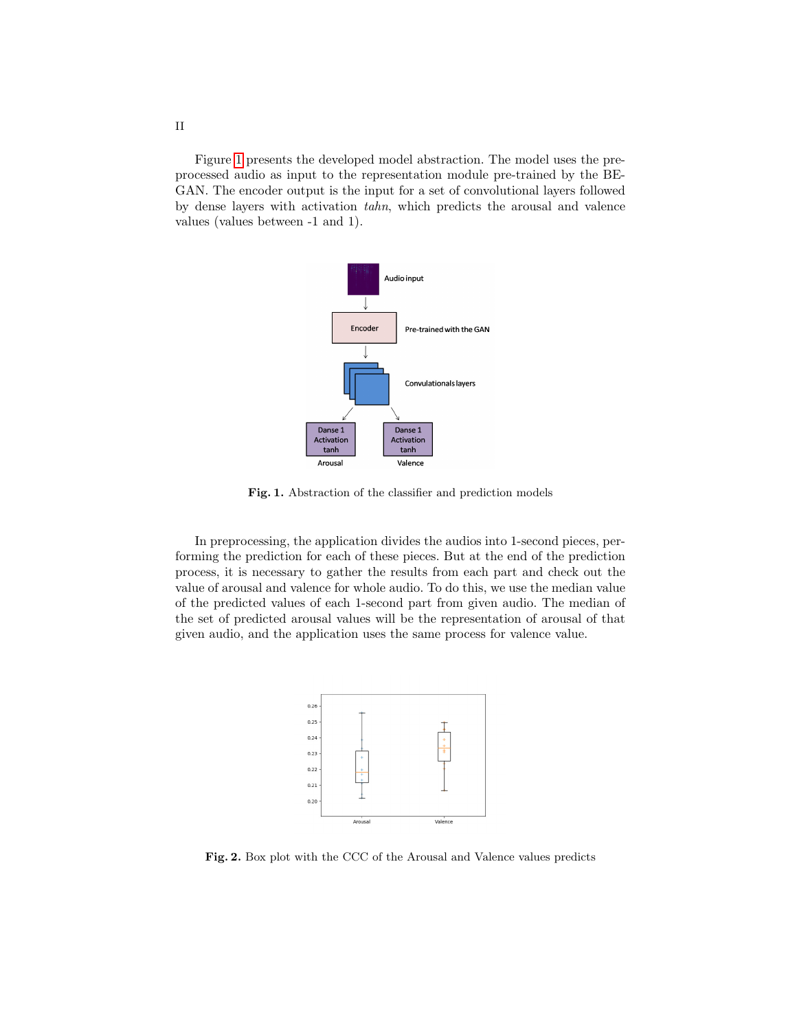Figure 1 presents the developed model abstraction. The model uses the preprocessed audio as input to the representation module pre-trained by the BEGAN. The encoder output is the input for a set of convolutional layers followed by dense layers with activation *tahn*, which predicts the arousal and valence values (values between -1 and 1).

**Fig. 1.** Abstraction of the classifier and prediction models

In preprocessing, the application divides the audios into 1-second pieces, performing the prediction for each of these pieces. But at the end of the prediction process, it is necessary to gather the results from each part and check out the value of arousal and valence for whole audio. To do this, we use the median value of the predicted values of each 1-second part from given audio. The median of the set of predicted arousal values will be the representation of arousal of that given audio, and the application uses the same process for valence value.

**Fig. 2.** Box plot with the CCC of the Arousal and Valence values predicts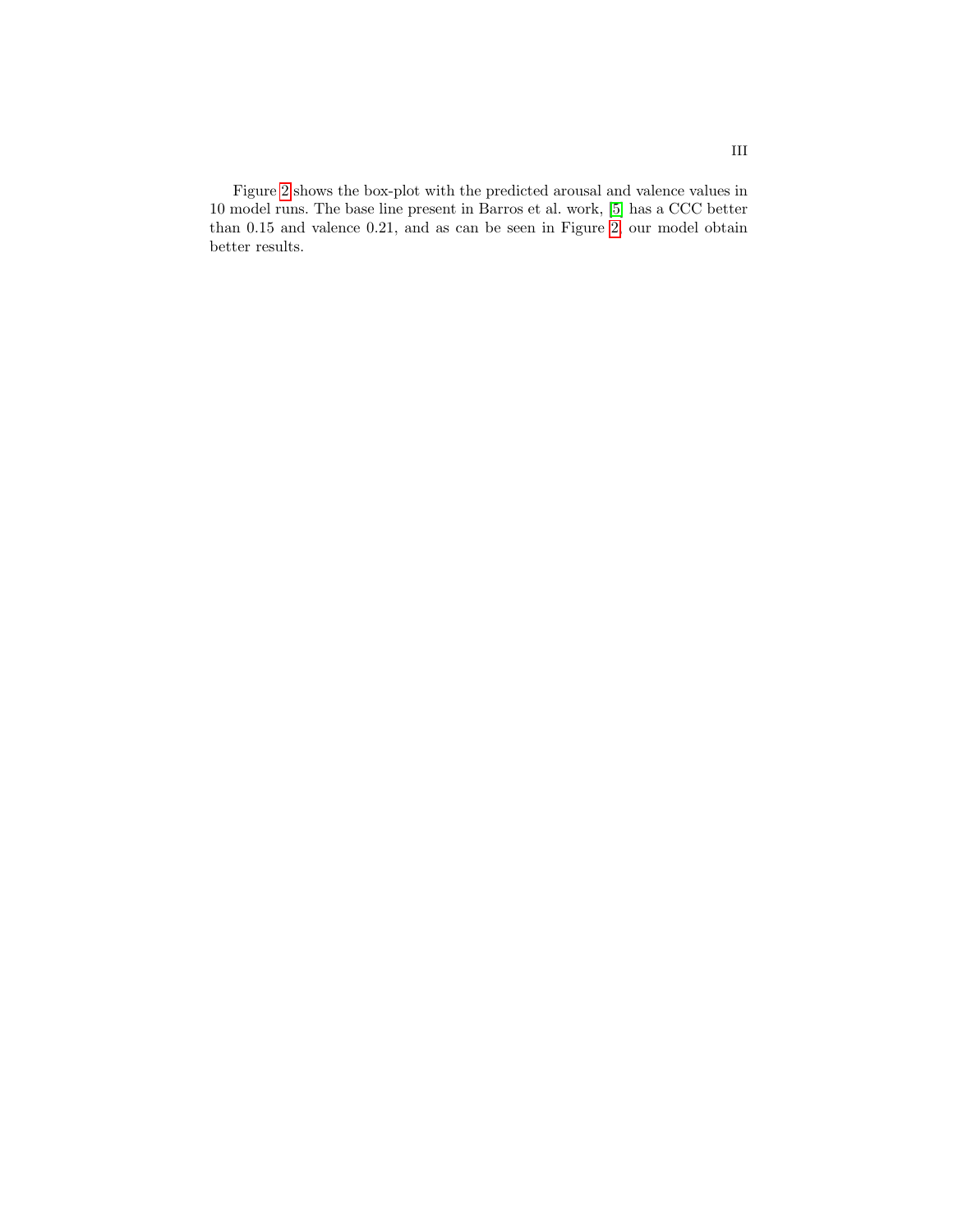Figure 2 shows the box-plot with the predicted arousal and valence values in 10 model runs. The base line present in Barros et al. work, [5] has a CCC better than 0.15 and valence 0.21, and as can be seen in Figure 2, our model obtain better results.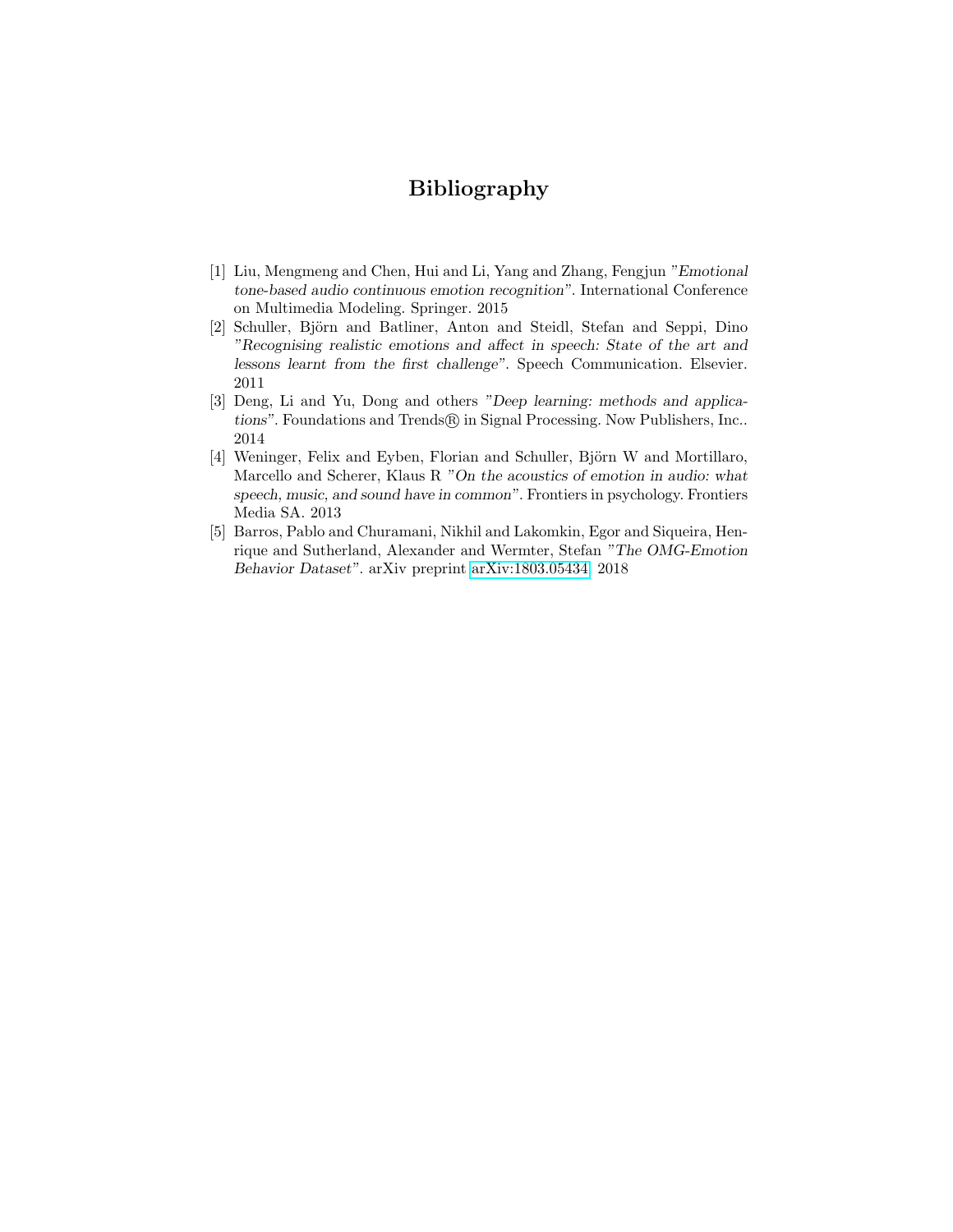# Bibliography

[1] Liu, Mengmeng and Chen, Hui and Li, Yang and Zhang, Fengjun "*Emotional tone-based audio continuous emotion recognition*". International Conference on Multimedia Modeling. Springer. 2015

[2] Schuller, Björn and Batliner, Anton and Steidl, Stefan and Seppi, Dino "*Recognising realistic emotions and affect in speech: State of the art and lessons learnt from the first challenge*". Speech Communication. Elsevier. 2011

[3] Deng, Li and Yu, Dong and others "*Deep learning: methods and applications*". Foundations and Trends® in Signal Processing. Now Publishers, Inc.. 2014

[4] Weninger, Felix and Eyben, Florian and Schuller, Björn W and Mortillaro, Marcello and Scherer, Klaus R "*On the acoustics of emotion in audio: what speech, music, and sound have in common*". Frontiers in psychology. Frontiers Media SA. 2013

[5] Barros, Pablo and Churamani, Nikhil and Lakomkin, Egor and Siqueira, Henrique and Sutherland, Alexander and Wermter, Stefan "*The OMG-Emotion Behavior Dataset*". arXiv preprint arXiv:1803.05434. 2018